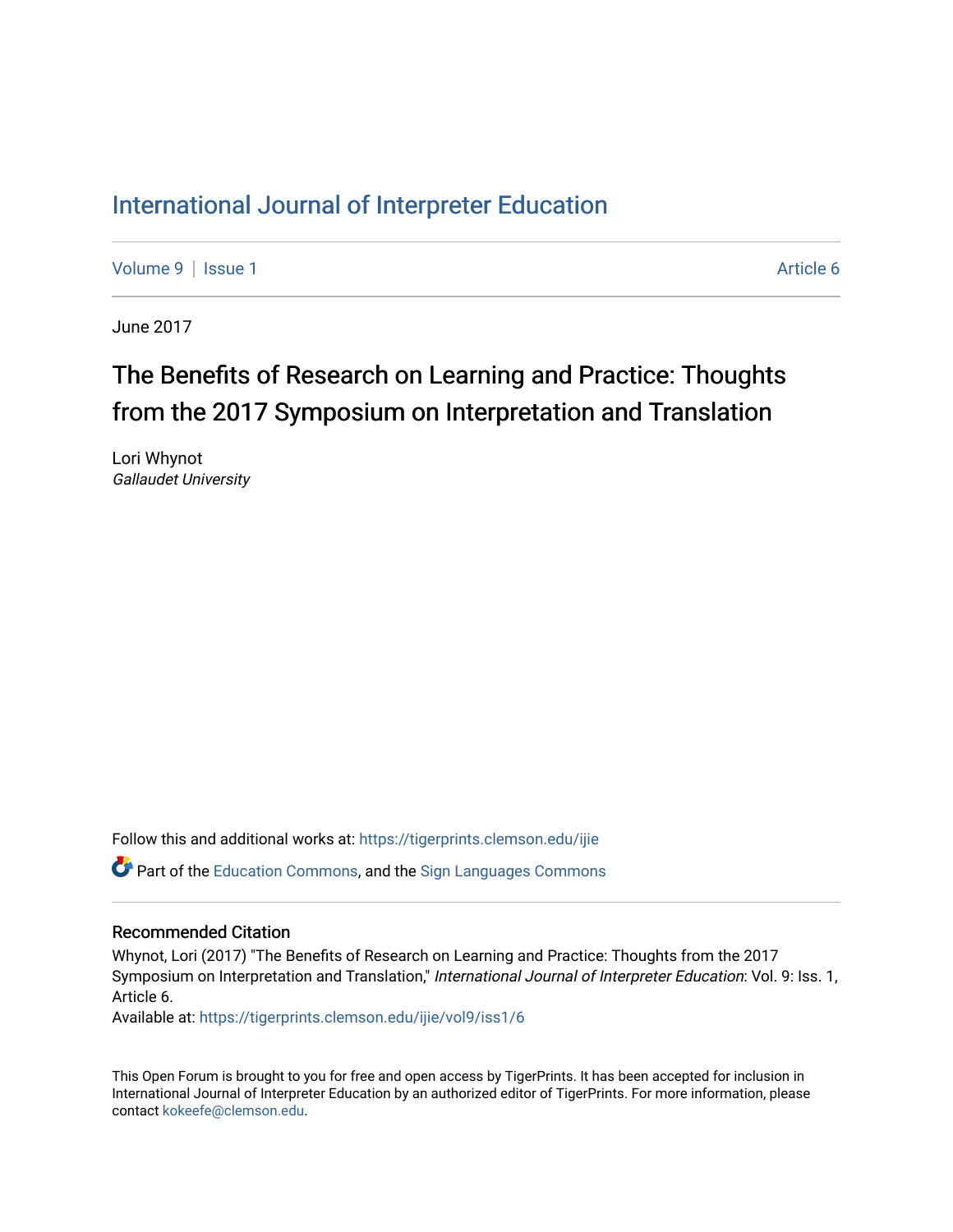# International Journal of Interpreter Education

Volume 9 | Issue 1 Article 6

June 2017

## The Benefits of Research on Learning and Practice: Thoughts from the 2017 Symposium on Interpretation and Translation

Lori Whynot
*Gallaudet University*

Follow this and additional works at: https://tigerprints.clemson.edu/ijie

Part of the Education Commons, and the Sign Languages Commons

### Recommended Citation

Whynot, Lori (2017) "The Benefits of Research on Learning and Practice: Thoughts from the 2017 Symposium on Interpretation and Translation," *International Journal of Interpreter Education*: Vol. 9: Iss. 1, Article 6.
Available at: https://tigerprints.clemson.edu/ijie/vol9/iss1/6

This Open Forum is brought to you for free and open access by TigerPrints. It has been accepted for inclusion in International Journal of Interpreter Education by an authorized editor of TigerPrints. For more information, please contact kokeefe@clemson.edu.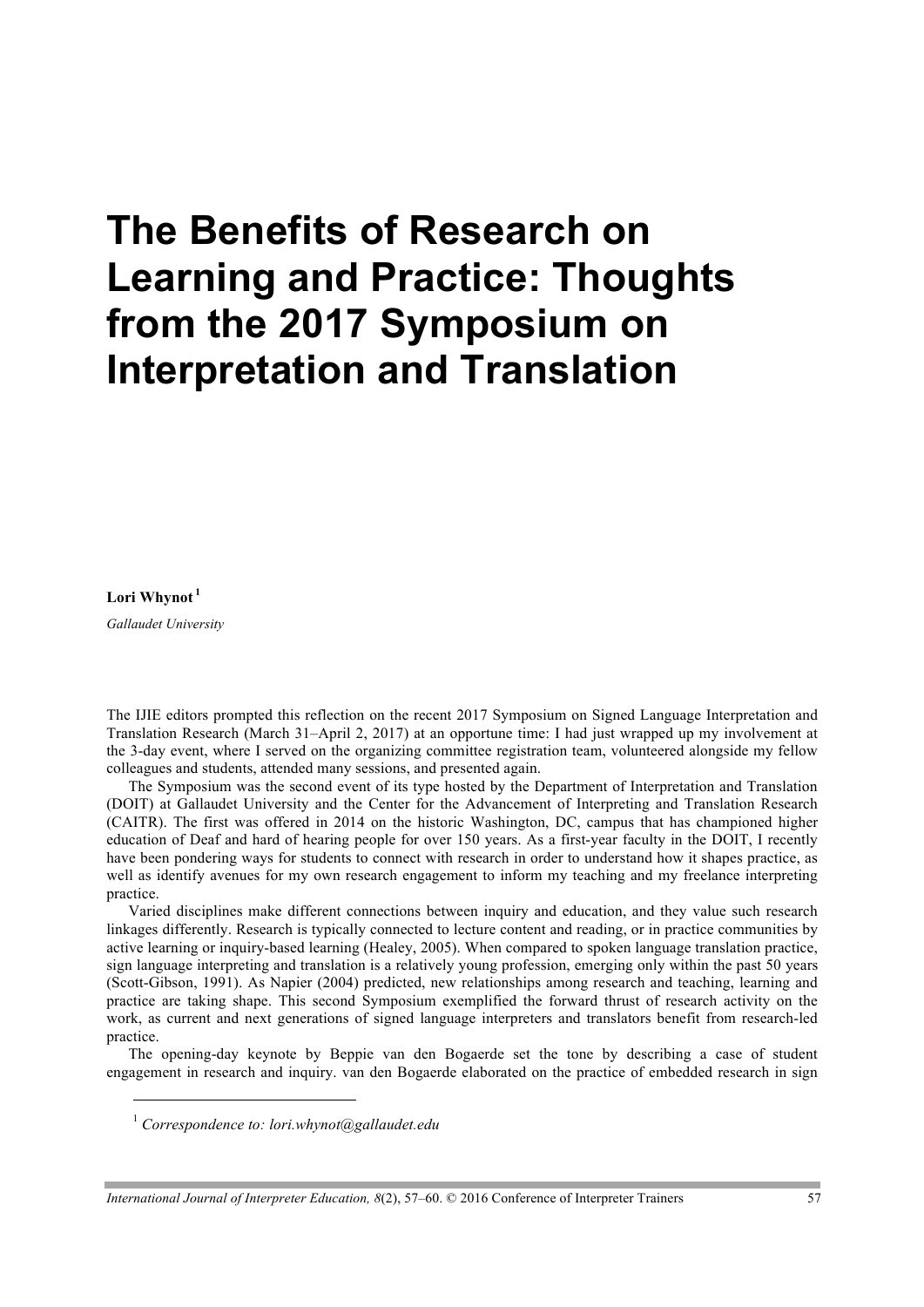# The Benefits of Research on Learning and Practice: Thoughts from the 2017 Symposium on Interpretation and Translation

**Lori Whynot**[1]

*Gallaudet University*

The IJIE editors prompted this reflection on the recent 2017 Symposium on Signed Language Interpretation and Translation Research (March 31–April 2, 2017) at an opportune time: I had just wrapped up my involvement at the 3-day event, where I served on the organizing committee registration team, volunteered alongside my fellow colleagues and students, attended many sessions, and presented again.

The Symposium was the second event of its type hosted by the Department of Interpretation and Translation (DOIT) at Gallaudet University and the Center for the Advancement of Interpreting and Translation Research (CAITR). The first was offered in 2014 on the historic Washington, DC, campus that has championed higher education of Deaf and hard of hearing people for over 150 years. As a first-year faculty in the DOIT, I recently have been pondering ways for students to connect with research in order to understand how it shapes practice, as well as identify avenues for my own research engagement to inform my teaching and my freelance interpreting practice.

Varied disciplines make different connections between inquiry and education, and they value such research linkages differently. Research is typically connected to lecture content and reading, or in practice communities by active learning or inquiry-based learning (Healey, 2005). When compared to spoken language translation practice, sign language interpreting and translation is a relatively young profession, emerging only within the past 50 years (Scott-Gibson, 1991). As Napier (2004) predicted, new relationships among research and teaching, learning and practice are taking shape. This second Symposium exemplified the forward thrust of research activity on the work, as current and next generations of signed language interpreters and translators benefit from research-led practice.

The opening-day keynote by Beppie van den Bogaerde set the tone by describing a case of student engagement in research and inquiry. van den Bogaerde elaborated on the practice of embedded research in sign

[1] *Correspondence to: lori.whynot@gallaudet.edu*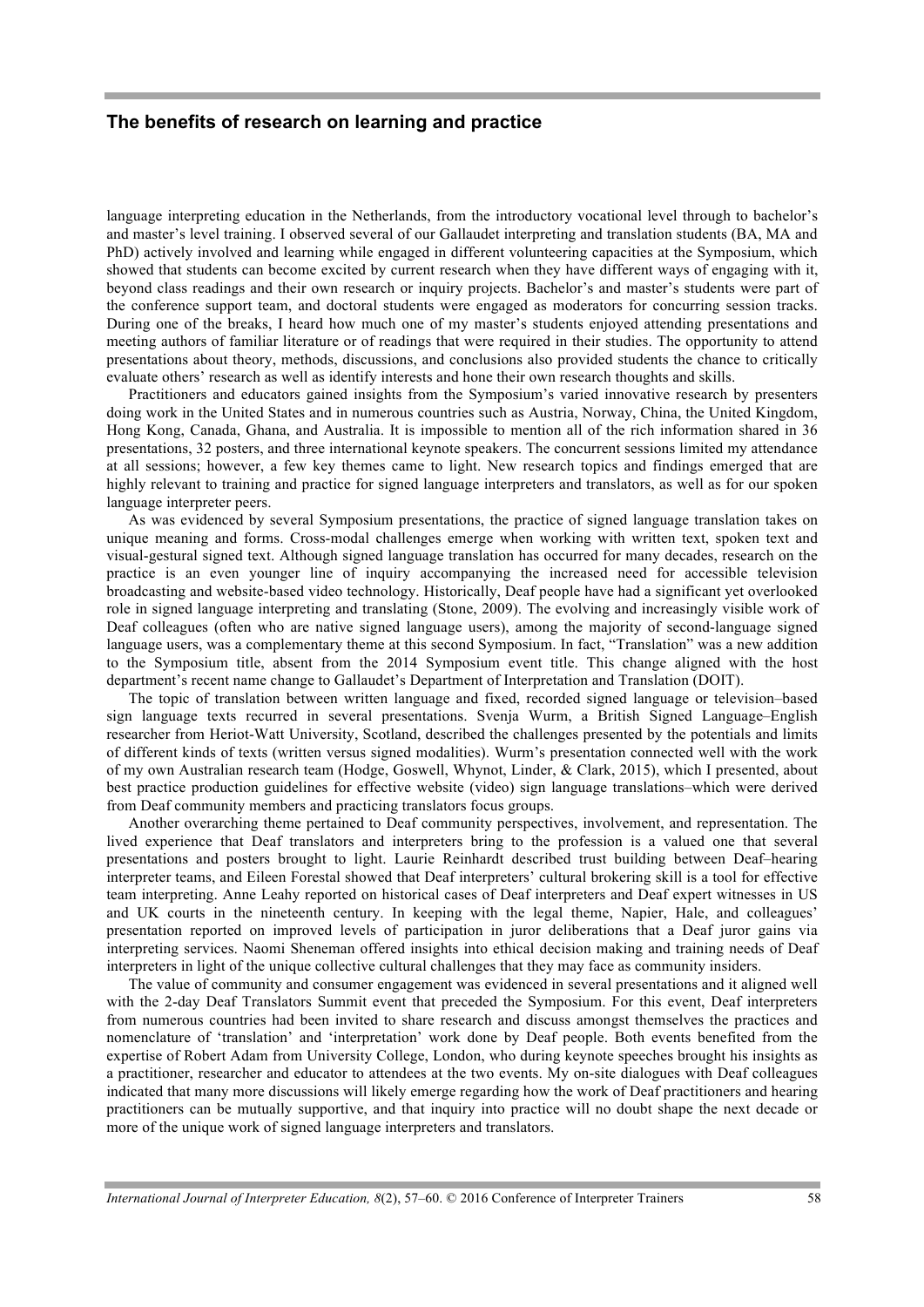language interpreting education in the Netherlands, from the introductory vocational level through to bachelor's and master's level training. I observed several of our Gallaudet interpreting and translation students (BA, MA and PhD) actively involved and learning while engaged in different volunteering capacities at the Symposium, which showed that students can become excited by current research when they have different ways of engaging with it, beyond class readings and their own research or inquiry projects. Bachelor's and master's students were part of the conference support team, and doctoral students were engaged as moderators for concurring session tracks. During one of the breaks, I heard how much one of my master's students enjoyed attending presentations and meeting authors of familiar literature or of readings that were required in their studies. The opportunity to attend presentations about theory, methods, discussions, and conclusions also provided students the chance to critically evaluate others' research as well as identify interests and hone their own research thoughts and skills.

Practitioners and educators gained insights from the Symposium's varied innovative research by presenters doing work in the United States and in numerous countries such as Austria, Norway, China, the United Kingdom, Hong Kong, Canada, Ghana, and Australia. It is impossible to mention all of the rich information shared in 36 presentations, 32 posters, and three international keynote speakers. The concurrent sessions limited my attendance at all sessions; however, a few key themes came to light. New research topics and findings emerged that are highly relevant to training and practice for signed language interpreters and translators, as well as for our spoken language interpreter peers.

As was evidenced by several Symposium presentations, the practice of signed language translation takes on unique meaning and forms. Cross-modal challenges emerge when working with written text, spoken text and visual-gestural signed text. Although signed language translation has occurred for many decades, research on the practice is an even younger line of inquiry accompanying the increased need for accessible television broadcasting and website-based video technology. Historically, Deaf people have had a significant yet overlooked role in signed language interpreting and translating (Stone, 2009). The evolving and increasingly visible work of Deaf colleagues (often who are native signed language users), among the majority of second-language signed language users, was a complementary theme at this second Symposium. In fact, "Translation" was a new addition to the Symposium title, absent from the 2014 Symposium event title. This change aligned with the host department's recent name change to Gallaudet's Department of Interpretation and Translation (DOIT).

The topic of translation between written language and fixed, recorded signed language or television–based sign language texts recurred in several presentations. Svenja Wurm, a British Signed Language–English researcher from Heriot-Watt University, Scotland, described the challenges presented by the potentials and limits of different kinds of texts (written versus signed modalities). Wurm's presentation connected well with the work of my own Australian research team (Hodge, Goswell, Whynot, Linder, & Clark, 2015), which I presented, about best practice production guidelines for effective website (video) sign language translations–which were derived from Deaf community members and practicing translators focus groups.

Another overarching theme pertained to Deaf community perspectives, involvement, and representation. The lived experience that Deaf translators and interpreters bring to the profession is a valued one that several presentations and posters brought to light. Laurie Reinhardt described trust building between Deaf–hearing interpreter teams, and Eileen Forestal showed that Deaf interpreters' cultural brokering skill is a tool for effective team interpreting. Anne Leahy reported on historical cases of Deaf interpreters and Deaf expert witnesses in US and UK courts in the nineteenth century. In keeping with the legal theme, Napier, Hale, and colleagues' presentation reported on improved levels of participation in juror deliberations that a Deaf juror gains via interpreting services. Naomi Sheneman offered insights into ethical decision making and training needs of Deaf interpreters in light of the unique collective cultural challenges that they may face as community insiders.

The value of community and consumer engagement was evidenced in several presentations and it aligned well with the 2-day Deaf Translators Summit event that preceded the Symposium. For this event, Deaf interpreters from numerous countries had been invited to share research and discuss amongst themselves the practices and nomenclature of 'translation' and 'interpretation' work done by Deaf people. Both events benefited from the expertise of Robert Adam from University College, London, who during keynote speeches brought his insights as a practitioner, researcher and educator to attendees at the two events. My on-site dialogues with Deaf colleagues indicated that many more discussions will likely emerge regarding how the work of Deaf practitioners and hearing practitioners can be mutually supportive, and that inquiry into practice will no doubt shape the next decade or more of the unique work of signed language interpreters and translators.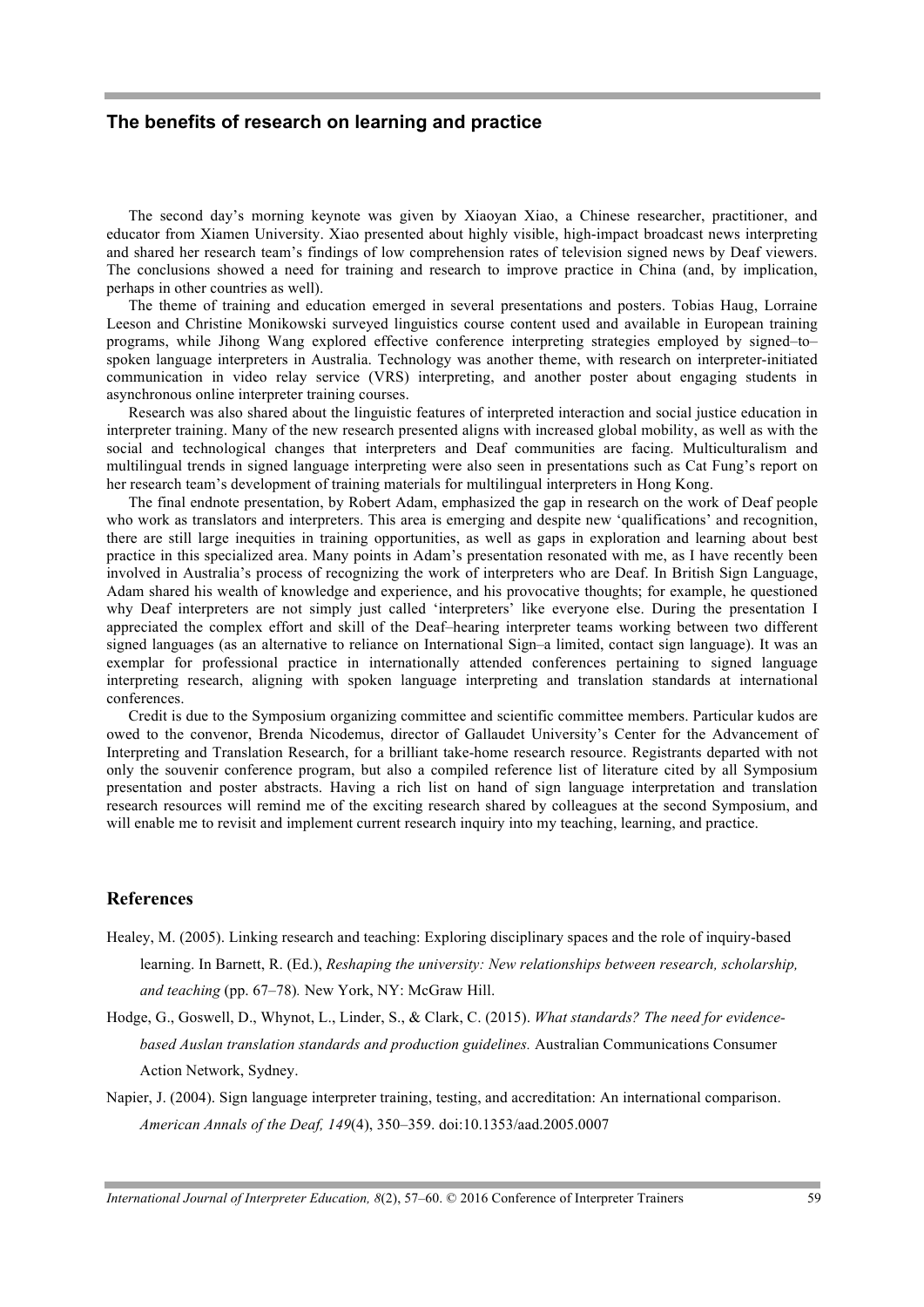## The benefits of research on learning and practice

The second day's morning keynote was given by Xiaoyan Xiao, a Chinese researcher, practitioner, and educator from Xiamen University. Xiao presented about highly visible, high-impact broadcast news interpreting and shared her research team's findings of low comprehension rates of television signed news by Deaf viewers. The conclusions showed a need for training and research to improve practice in China (and, by implication, perhaps in other countries as well).

The theme of training and education emerged in several presentations and posters. Tobias Haug, Lorraine Leeson and Christine Monikowski surveyed linguistics course content used and available in European training programs, while Jihong Wang explored effective conference interpreting strategies employed by signed–to–spoken language interpreters in Australia. Technology was another theme, with research on interpreter-initiated communication in video relay service (VRS) interpreting, and another poster about engaging students in asynchronous online interpreter training courses.

Research was also shared about the linguistic features of interpreted interaction and social justice education in interpreter training. Many of the new research presented aligns with increased global mobility, as well as with the social and technological changes that interpreters and Deaf communities are facing. Multiculturalism and multilingual trends in signed language interpreting were also seen in presentations such as Cat Fung's report on her research team's development of training materials for multilingual interpreters in Hong Kong.

The final endnote presentation, by Robert Adam, emphasized the gap in research on the work of Deaf people who work as translators and interpreters. This area is emerging and despite new 'qualifications' and recognition, there are still large inequities in training opportunities, as well as gaps in exploration and learning about best practice in this specialized area. Many points in Adam's presentation resonated with me, as I have recently been involved in Australia's process of recognizing the work of interpreters who are Deaf. In British Sign Language, Adam shared his wealth of knowledge and experience, and his provocative thoughts; for example, he questioned why Deaf interpreters are not simply just called 'interpreters' like everyone else. During the presentation I appreciated the complex effort and skill of the Deaf–hearing interpreter teams working between two different signed languages (as an alternative to reliance on International Sign–a limited, contact sign language). It was an exemplar for professional practice in internationally attended conferences pertaining to signed language interpreting research, aligning with spoken language interpreting and translation standards at international conferences.

Credit is due to the Symposium organizing committee and scientific committee members. Particular kudos are owed to the convenor, Brenda Nicodemus, director of Gallaudet University's Center for the Advancement of Interpreting and Translation Research, for a brilliant take-home research resource. Registrants departed with not only the souvenir conference program, but also a compiled reference list of literature cited by all Symposium presentation and poster abstracts. Having a rich list on hand of sign language interpretation and translation research resources will remind me of the exciting research shared by colleagues at the second Symposium, and will enable me to revisit and implement current research inquiry into my teaching, learning, and practice.

## References

Healey, M. (2005). Linking research and teaching: Exploring disciplinary spaces and the role of inquiry-based learning. In Barnett, R. (Ed.), *Reshaping the university: New relationships between research, scholarship, and teaching* (pp. 67–78). New York, NY: McGraw Hill.

Hodge, G., Goswell, D., Whynot, L., Linder, S., & Clark, C. (2015). *What standards? The need for evidence-based Auslan translation standards and production guidelines.* Australian Communications Consumer Action Network, Sydney.

Napier, J. (2004). Sign language interpreter training, testing, and accreditation: An international comparison. *American Annals of the Deaf, 149*(4), 350–359. doi:10.1353/aad.2005.0007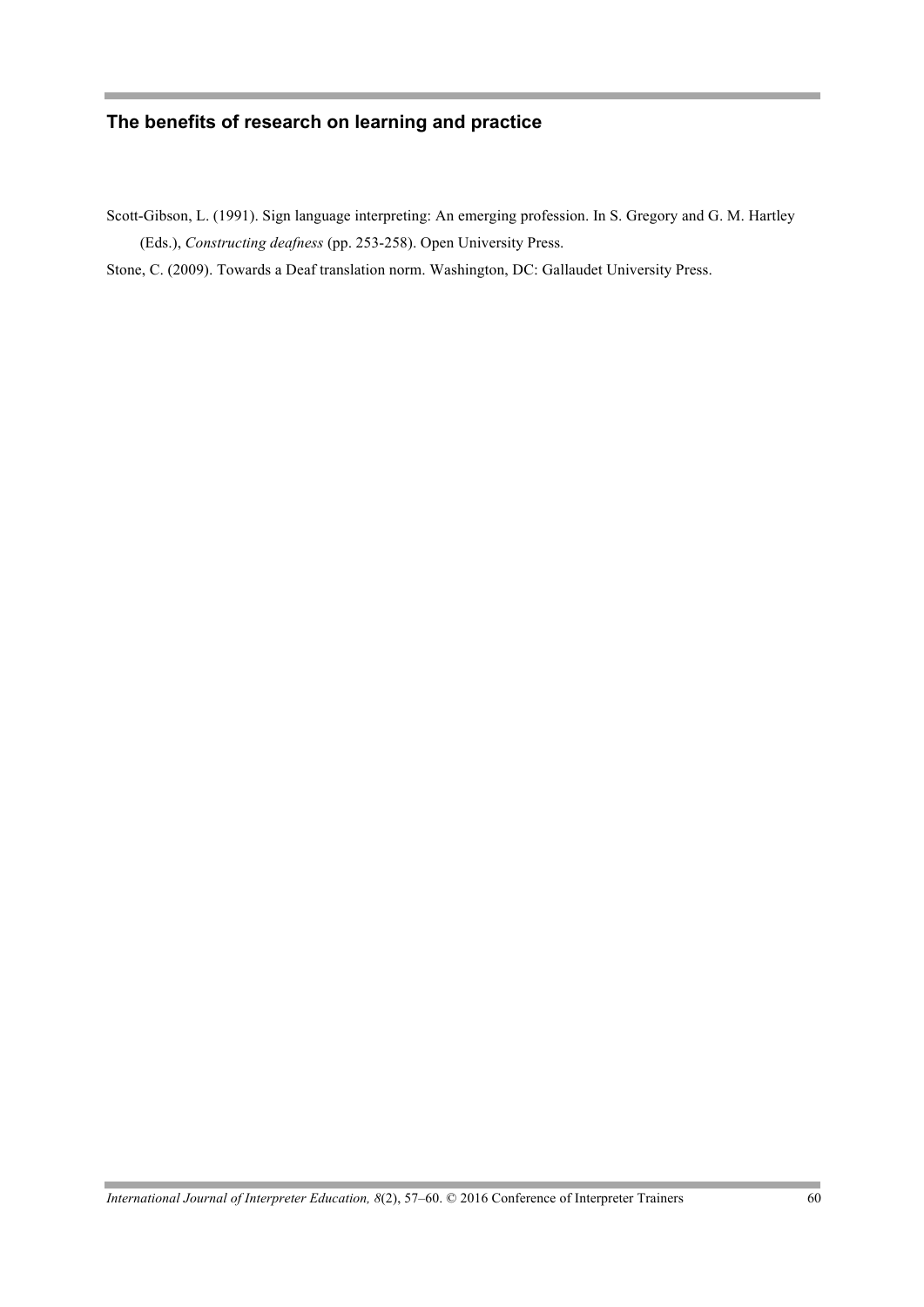Scott-Gibson, L. (1991). Sign language interpreting: An emerging profession. In S. Gregory and G. M. Hartley (Eds.), *Constructing deafness* (pp. 253-258). Open University Press.

Stone, C. (2009). Towards a Deaf translation norm. Washington, DC: Gallaudet University Press.